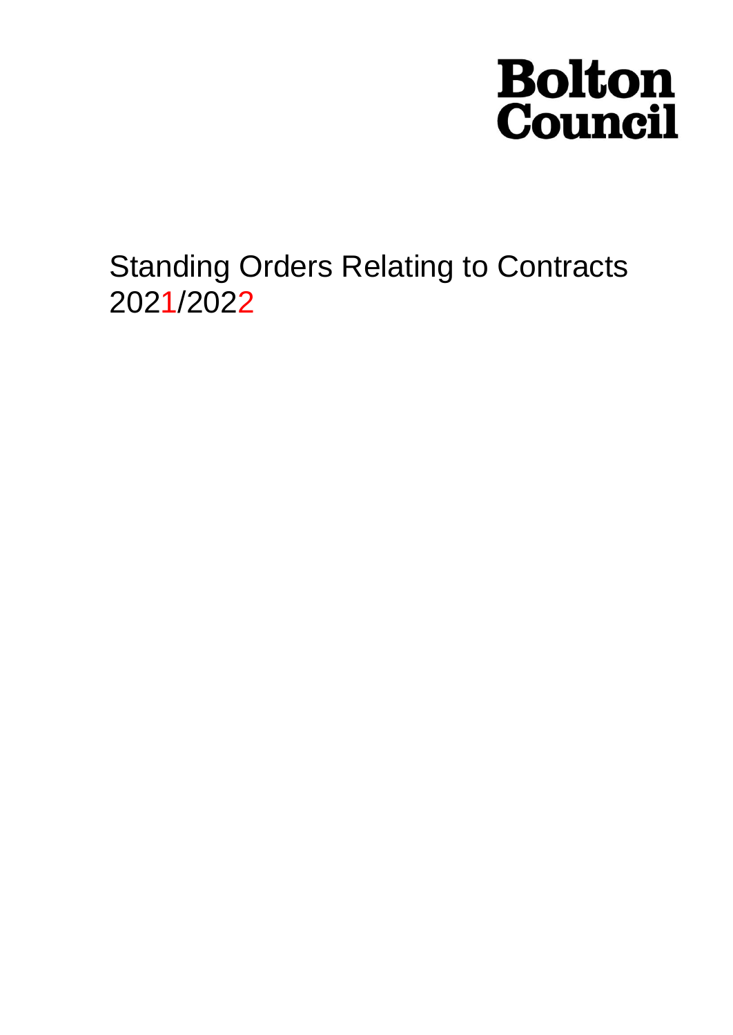# Bolton Council

# Standing Orders Relating to Contracts 2021/2022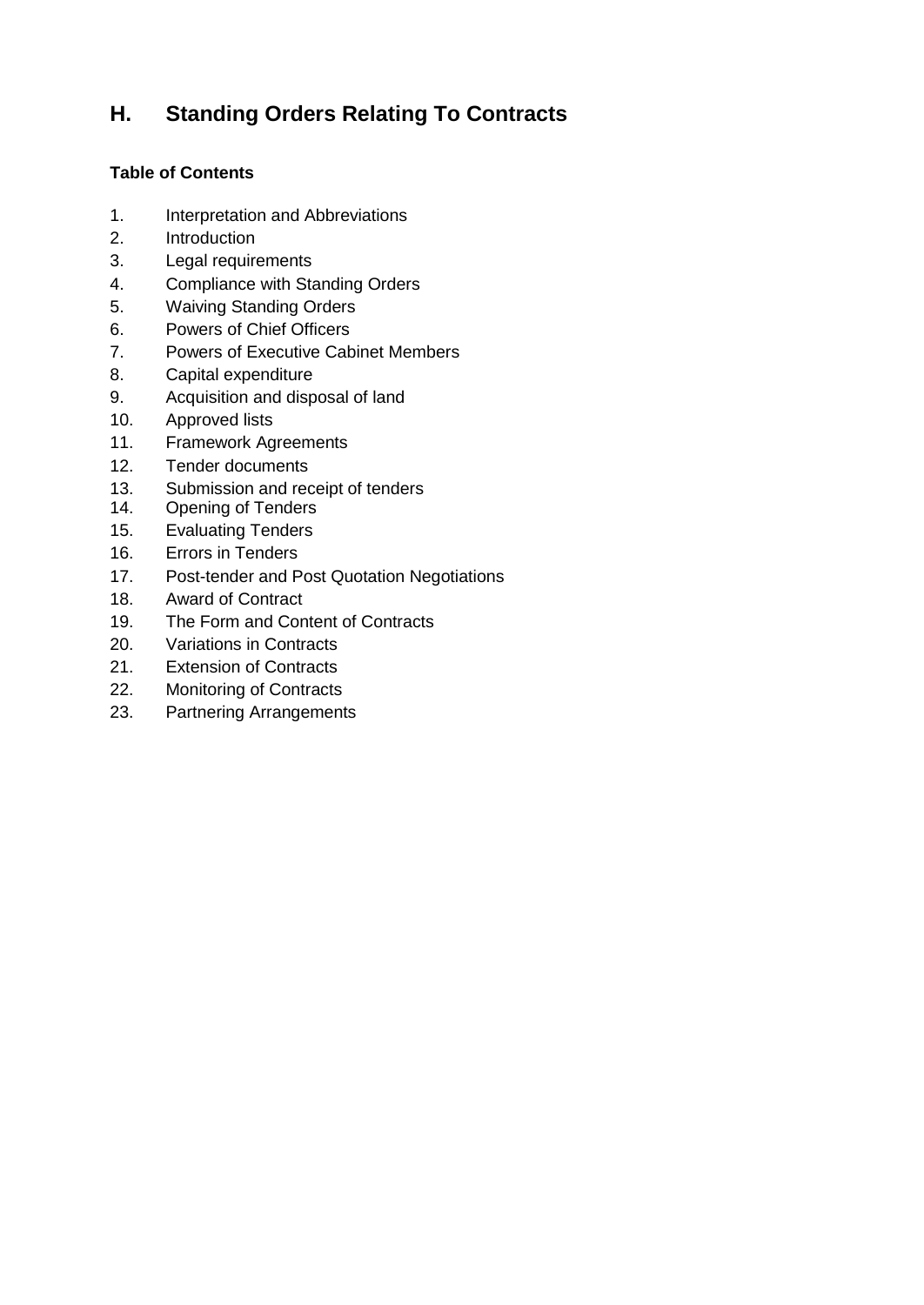# H. Standing Orders Relating To Contracts

**Table of Contents**

1. Interpretation and Abbreviations
2. Introduction
3. Legal requirements
4. Compliance with Standing Orders
5. Waiving Standing Orders
6. Powers of Chief Officers
7. Powers of Executive Cabinet Members
8. Capital expenditure
9. Acquisition and disposal of land
10. Approved lists
11. Framework Agreements
12. Tender documents
13. Submission and receipt of tenders
14. Opening of Tenders
15. Evaluating Tenders
16. Errors in Tenders
17. Post-tender and Post Quotation Negotiations
18. Award of Contract
19. The Form and Content of Contracts
20. Variations in Contracts
21. Extension of Contracts
22. Monitoring of Contracts
23. Partnering Arrangements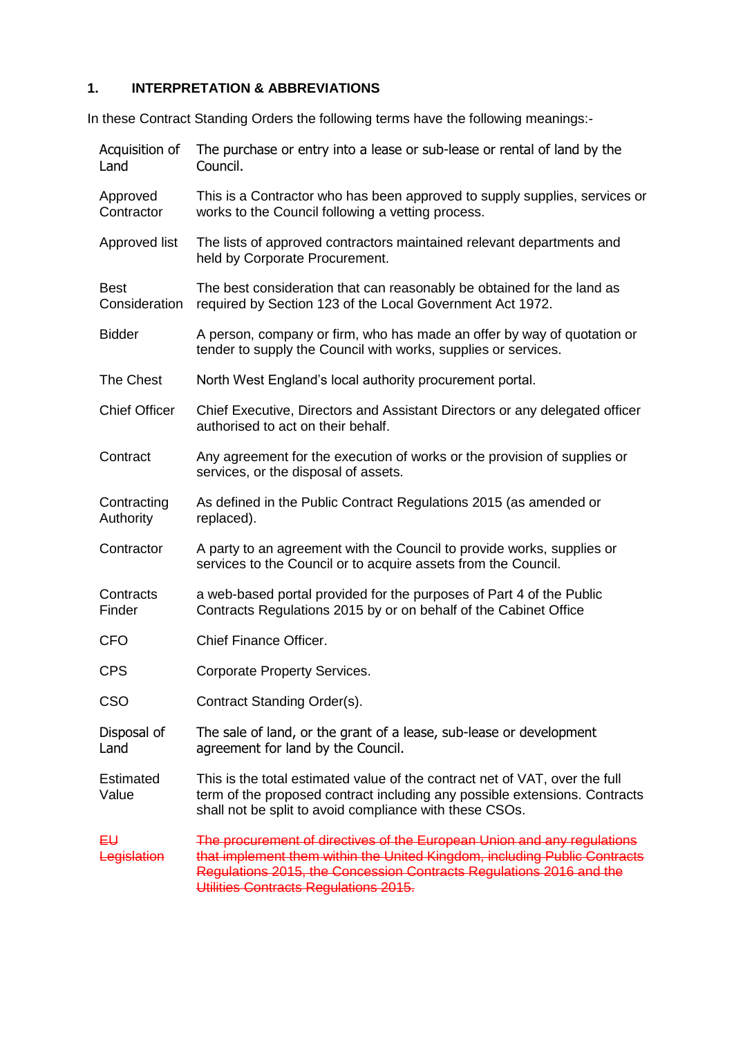## 1. INTERPRETATION & ABBREVIATIONS

In these Contract Standing Orders the following terms have the following meanings:-

| Term | Meaning |
|---|---|
| Acquisition of Land | The purchase or entry into a lease or sub-lease or rental of land by the Council. |
| Approved Contractor | This is a Contractor who has been approved to supply supplies, services or works to the Council following a vetting process. |
| Approved list | The lists of approved contractors maintained relevant departments and held by Corporate Procurement. |
| Best Consideration | The best consideration that can reasonably be obtained for the land as required by Section 123 of the Local Government Act 1972. |
| Bidder | A person, company or firm, who has made an offer by way of quotation or tender to supply the Council with works, supplies or services. |
| The Chest | North West England's local authority procurement portal. |
| Chief Officer | Chief Executive, Directors and Assistant Directors or any delegated officer authorised to act on their behalf. |
| Contract | Any agreement for the execution of works or the provision of supplies or services, or the disposal of assets. |
| Contracting Authority | As defined in the Public Contract Regulations 2015 (as amended or replaced). |
| Contractor | A party to an agreement with the Council to provide works, supplies or services to the Council or to acquire assets from the Council. |
| Contracts Finder | a web-based portal provided for the purposes of Part 4 of the Public Contracts Regulations 2015 by or on behalf of the Cabinet Office |
| CFO | Chief Finance Officer. |
| CPS | Corporate Property Services. |
| CSO | Contract Standing Order(s). |
| Disposal of Land | The sale of land, or the grant of a lease, sub-lease or development agreement for land by the Council. |
| Estimated Value | This is the total estimated value of the contract net of VAT, over the full term of the proposed contract including any possible extensions. Contracts shall not be split to avoid compliance with these CSOs. |
| ~~EU Legislation~~ | ~~The procurement of directives of the European Union and any regulations that implement them within the United Kingdom, including Public Contracts Regulations 2015, the Concession Contracts Regulations 2016 and the Utilities Contracts Regulations 2015.~~ |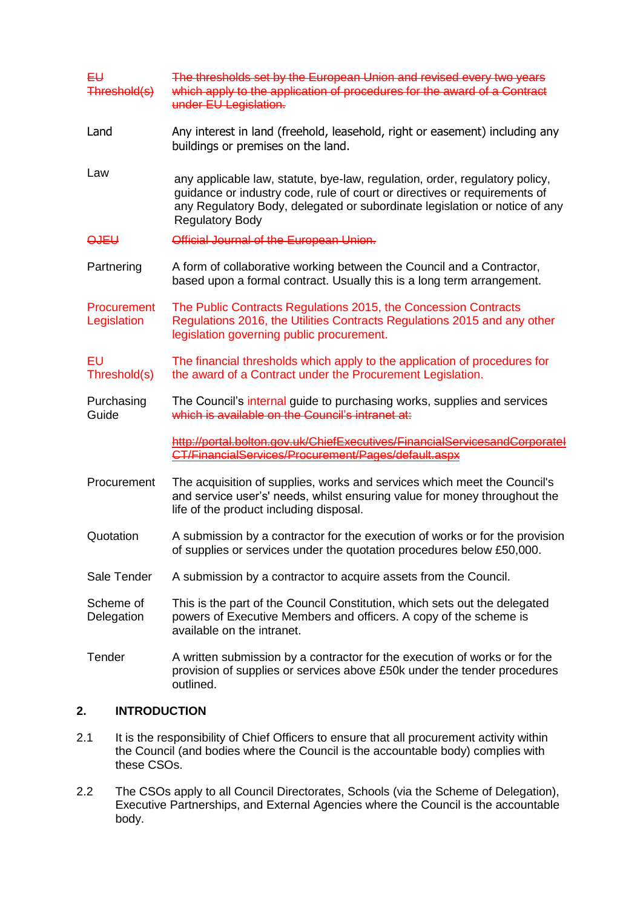| | |
|---|---|
| ~~EU Threshold(s)~~ | ~~The thresholds set by the European Union and revised every two years which apply to the application of procedures for the award of a Contract under EU Legislation.~~ |
| Land | Any interest in land (freehold, leasehold, right or easement) including any buildings or premises on the land. |
| Law | any applicable law, statute, bye-law, regulation, order, regulatory policy, guidance or industry code, rule of court or directives or requirements of any Regulatory Body, delegated or subordinate legislation or notice of any Regulatory Body |
| ~~OJEU~~ | ~~Official Journal of the European Union.~~ |
| Partnering | A form of collaborative working between the Council and a Contractor, based upon a formal contract. Usually this is a long term arrangement. |
| Procurement Legislation | The Public Contracts Regulations 2015, the Concession Contracts Regulations 2016, the Utilities Contracts Regulations 2015 and any other legislation governing public procurement. |
| EU Threshold(s) | The financial thresholds which apply to the application of procedures for the award of a Contract under the Procurement Legislation. |
| Purchasing Guide | The Council's internal guide to purchasing works, supplies and services ~~which is available on the Council's intranet at:~~ ~~http://portal.bolton.gov.uk/ChiefExecutives/FinancialServicesandCorporateICT/FinancialServices/Procurement/Pages/default.aspx~~ |
| Procurement | The acquisition of supplies, works and services which meet the Council's and service user's' needs, whilst ensuring value for money throughout the life of the product including disposal. |
| Quotation | A submission by a contractor for the execution of works or for the provision of supplies or services under the quotation procedures below £50,000. |
| Sale Tender | A submission by a contractor to acquire assets from the Council. |
| Scheme of Delegation | This is the part of the Council Constitution, which sets out the delegated powers of Executive Members and officers. A copy of the scheme is available on the intranet. |
| Tender | A written submission by a contractor for the execution of works or for the provision of supplies or services above £50k under the tender procedures outlined. |

## 2. INTRODUCTION

2.1 It is the responsibility of Chief Officers to ensure that all procurement activity within the Council (and bodies where the Council is the accountable body) complies with these CSOs.

2.2 The CSOs apply to all Council Directorates, Schools (via the Scheme of Delegation), Executive Partnerships, and External Agencies where the Council is the accountable body.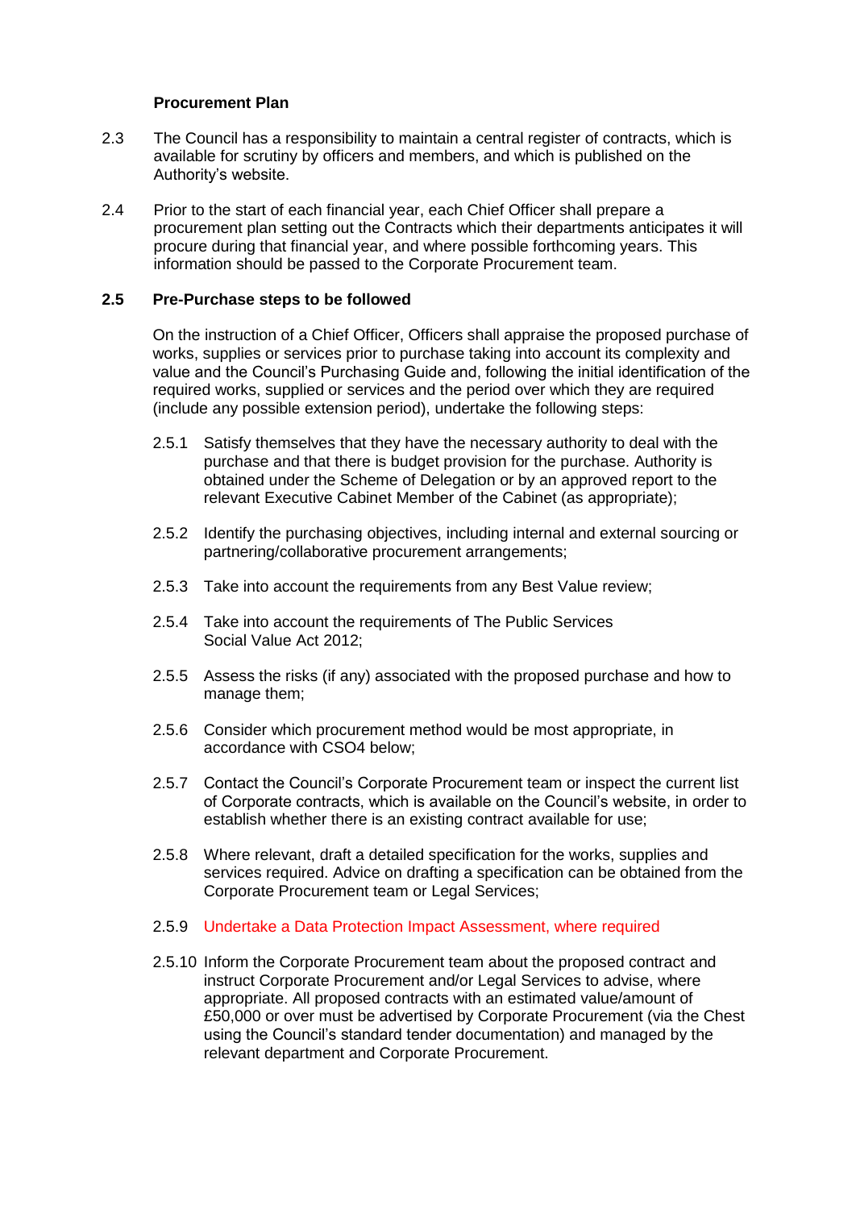**Procurement Plan**

2.3 The Council has a responsibility to maintain a central register of contracts, which is available for scrutiny by officers and members, and which is published on the Authority's website.

2.4 Prior to the start of each financial year, each Chief Officer shall prepare a procurement plan setting out the Contracts which their departments anticipates it will procure during that financial year, and where possible forthcoming years. This information should be passed to the Corporate Procurement team.

**2.5 Pre-Purchase steps to be followed**

On the instruction of a Chief Officer, Officers shall appraise the proposed purchase of works, supplies or services prior to purchase taking into account its complexity and value and the Council's Purchasing Guide and, following the initial identification of the required works, supplied or services and the period over which they are required (include any possible extension period), undertake the following steps:

2.5.1 Satisfy themselves that they have the necessary authority to deal with the purchase and that there is budget provision for the purchase. Authority is obtained under the Scheme of Delegation or by an approved report to the relevant Executive Cabinet Member of the Cabinet (as appropriate);

2.5.2 Identify the purchasing objectives, including internal and external sourcing or partnering/collaborative procurement arrangements;

2.5.3 Take into account the requirements from any Best Value review;

2.5.4 Take into account the requirements of The Public Services Social Value Act 2012;

2.5.5 Assess the risks (if any) associated with the proposed purchase and how to manage them;

2.5.6 Consider which procurement method would be most appropriate, in accordance with CSO4 below;

2.5.7 Contact the Council's Corporate Procurement team or inspect the current list of Corporate contracts, which is available on the Council's website, in order to establish whether there is an existing contract available for use;

2.5.8 Where relevant, draft a detailed specification for the works, supplies and services required. Advice on drafting a specification can be obtained from the Corporate Procurement team or Legal Services;

2.5.9 Undertake a Data Protection Impact Assessment, where required

2.5.10 Inform the Corporate Procurement team about the proposed contract and instruct Corporate Procurement and/or Legal Services to advise, where appropriate. All proposed contracts with an estimated value/amount of £50,000 or over must be advertised by Corporate Procurement (via the Chest using the Council's standard tender documentation) and managed by the relevant department and Corporate Procurement.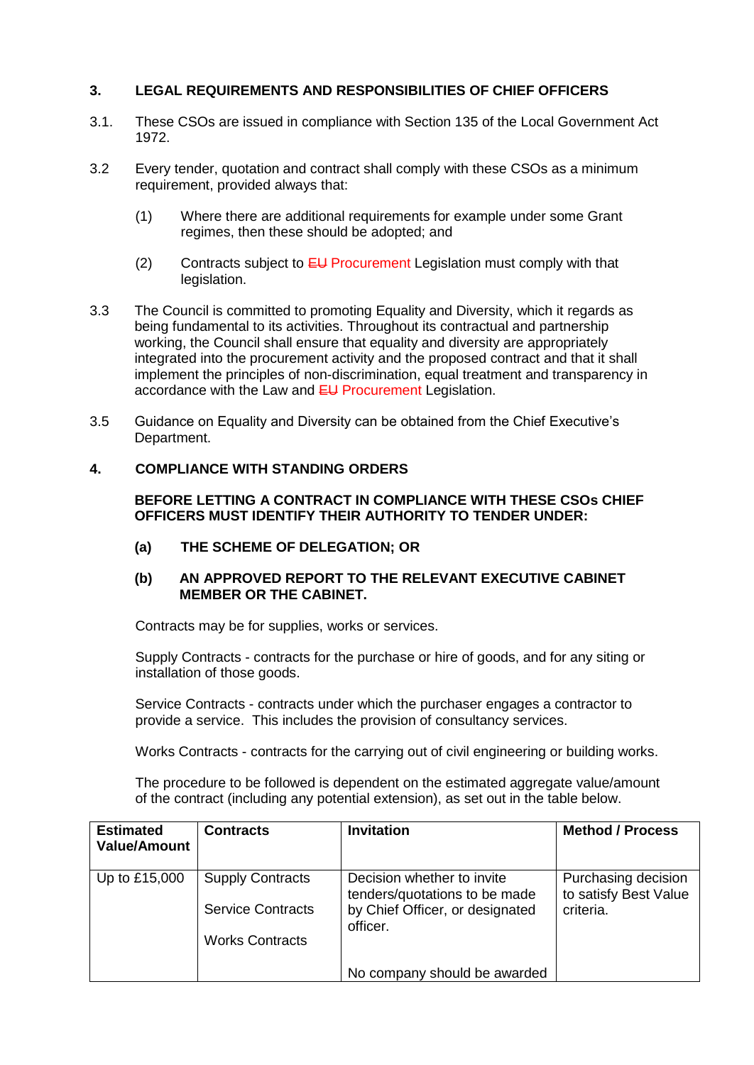## 3. LEGAL REQUIREMENTS AND RESPONSIBILITIES OF CHIEF OFFICERS

3.1. These CSOs are issued in compliance with Section 135 of the Local Government Act 1972.

3.2 Every tender, quotation and contract shall comply with these CSOs as a minimum requirement, provided always that:

(1) Where there are additional requirements for example under some Grant regimes, then these should be adopted; and

(2) Contracts subject to ~~EU~~ Procurement Legislation must comply with that legislation.

3.3 The Council is committed to promoting Equality and Diversity, which it regards as being fundamental to its activities. Throughout its contractual and partnership working, the Council shall ensure that equality and diversity are appropriately integrated into the procurement activity and the proposed contract and that it shall implement the principles of non-discrimination, equal treatment and transparency in accordance with the Law and ~~EU~~ Procurement Legislation.

3.5 Guidance on Equality and Diversity can be obtained from the Chief Executive's Department.

## 4. COMPLIANCE WITH STANDING ORDERS

**BEFORE LETTING A CONTRACT IN COMPLIANCE WITH THESE CSOs CHIEF OFFICERS MUST IDENTIFY THEIR AUTHORITY TO TENDER UNDER:**

**(a) THE SCHEME OF DELEGATION; OR**

**(b) AN APPROVED REPORT TO THE RELEVANT EXECUTIVE CABINET MEMBER OR THE CABINET.**

Contracts may be for supplies, works or services.

Supply Contracts - contracts for the purchase or hire of goods, and for any siting or installation of those goods.

Service Contracts - contracts under which the purchaser engages a contractor to provide a service. This includes the provision of consultancy services.

Works Contracts - contracts for the carrying out of civil engineering or building works.

The procedure to be followed is dependent on the estimated aggregate value/amount of the contract (including any potential extension), as set out in the table below.

| Estimated Value/Amount | Contracts | Invitation | Method / Process |
|---|---|---|---|
| Up to £15,000 | Supply Contracts<br><br>Service Contracts<br><br>Works Contracts | Decision whether to invite tenders/quotations to be made by Chief Officer, or designated officer.<br><br>No company should be awarded | Purchasing decision to satisfy Best Value criteria. |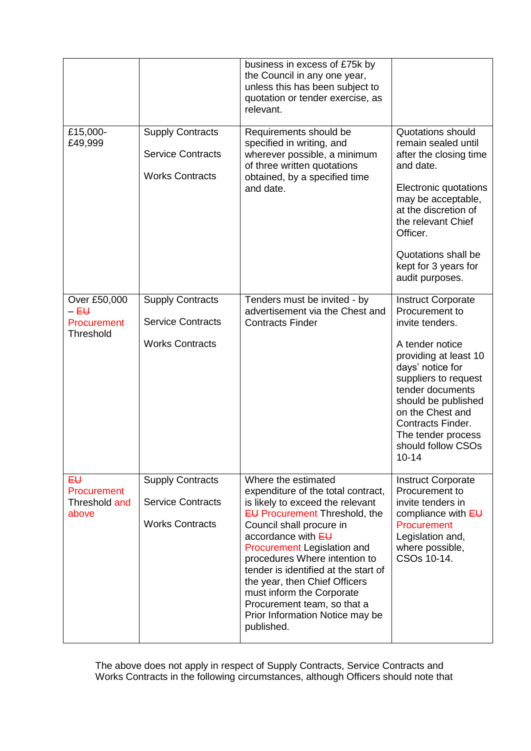| | | business in excess of £75k by the Council in any one year, unless this has been subject to quotation or tender exercise, as relevant. | |
|---|---|---|---|
| £15,000-£49,999 | Supply Contracts<br><br>Service Contracts<br><br>Works Contracts | Requirements should be specified in writing, and wherever possible, a minimum of three written quotations obtained, by a specified time and date. | Quotations should remain sealed until after the closing time and date.<br><br>Electronic quotations may be acceptable, at the discretion of the relevant Chief Officer.<br><br>Quotations shall be kept for 3 years for audit purposes. |
| Over £50,000 – ~~EU~~ Procurement Threshold | Supply Contracts<br><br>Service Contracts<br><br>Works Contracts | Tenders must be invited - by advertisement via the Chest and Contracts Finder | Instruct Corporate Procurement to invite tenders.<br><br>A tender notice providing at least 10 days' notice for suppliers to request tender documents should be published on the Chest and Contracts Finder. The tender process should follow CSOs 10-14 |
| ~~EU~~ Procurement Threshold and above | Supply Contracts<br><br>Service Contracts<br><br>Works Contracts | Where the estimated expenditure of the total contract, is likely to exceed the relevant ~~EU~~ Procurement Threshold, the Council shall procure in accordance with ~~EU~~ Procurement Legislation and procedures Where intention to tender is identified at the start of the year, then Chief Officers must inform the Corporate Procurement team, so that a Prior Information Notice may be published. | Instruct Corporate Procurement to invite tenders in compliance with ~~EU~~ Procurement Legislation and, where possible, CSOs 10-14. |

The above does not apply in respect of Supply Contracts, Service Contracts and Works Contracts in the following circumstances, although Officers should note that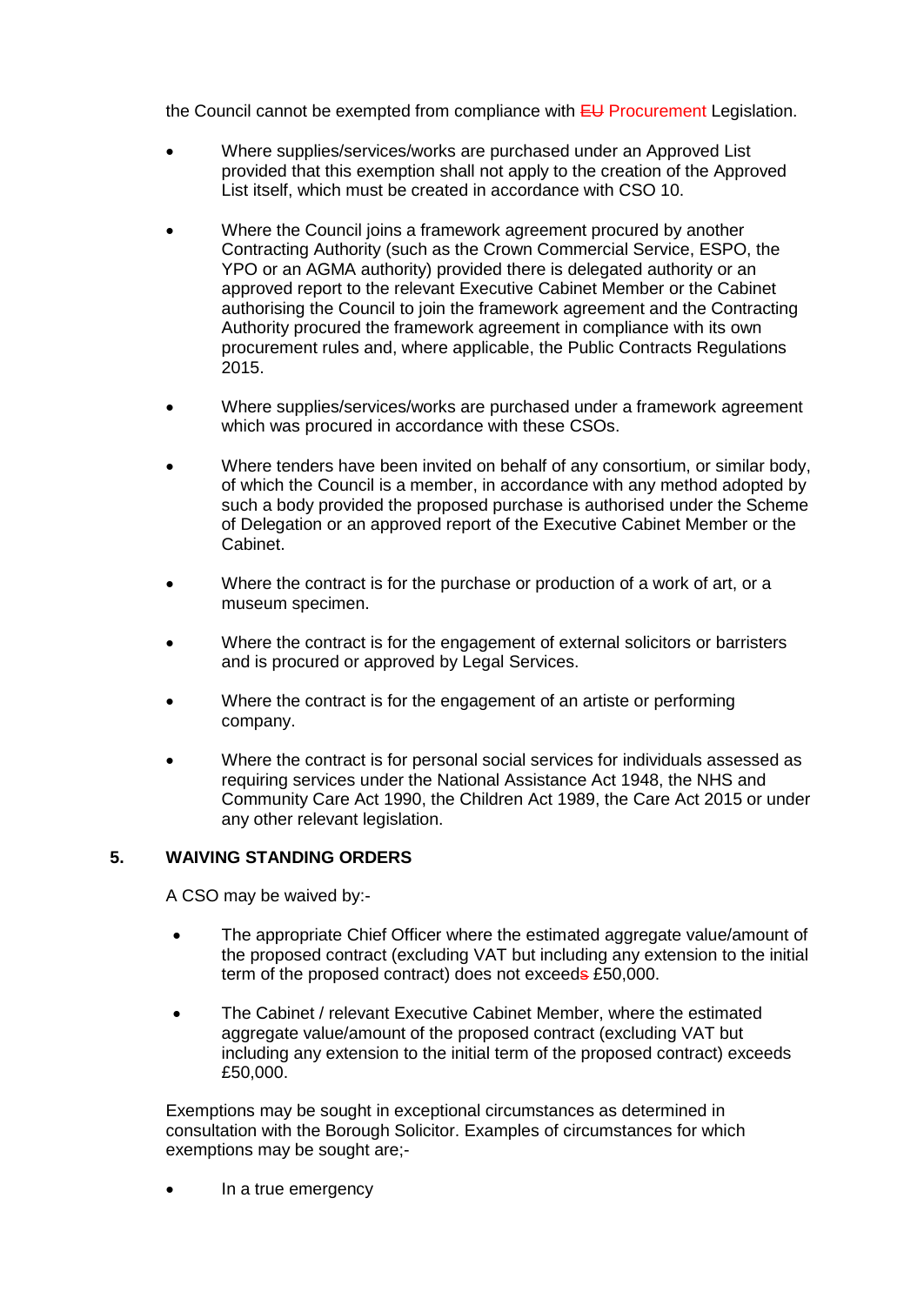the Council cannot be exempted from compliance with ~~EU~~ Procurement Legislation.

- Where supplies/services/works are purchased under an Approved List provided that this exemption shall not apply to the creation of the Approved List itself, which must be created in accordance with CSO 10.
- Where the Council joins a framework agreement procured by another Contracting Authority (such as the Crown Commercial Service, ESPO, the YPO or an AGMA authority) provided there is delegated authority or an approved report to the relevant Executive Cabinet Member or the Cabinet authorising the Council to join the framework agreement and the Contracting Authority procured the framework agreement in compliance with its own procurement rules and, where applicable, the Public Contracts Regulations 2015.
- Where supplies/services/works are purchased under a framework agreement which was procured in accordance with these CSOs.
- Where tenders have been invited on behalf of any consortium, or similar body, of which the Council is a member, in accordance with any method adopted by such a body provided the proposed purchase is authorised under the Scheme of Delegation or an approved report of the Executive Cabinet Member or the Cabinet.
- Where the contract is for the purchase or production of a work of art, or a museum specimen.
- Where the contract is for the engagement of external solicitors or barristers and is procured or approved by Legal Services.
- Where the contract is for the engagement of an artiste or performing company.
- Where the contract is for personal social services for individuals assessed as requiring services under the National Assistance Act 1948, the NHS and Community Care Act 1990, the Children Act 1989, the Care Act 2015 or under any other relevant legislation.

## 5. WAIVING STANDING ORDERS

A CSO may be waived by:-

- The appropriate Chief Officer where the estimated aggregate value/amount of the proposed contract (excluding VAT but including any extension to the initial term of the proposed contract) does not exceed~~s~~ £50,000.
- The Cabinet / relevant Executive Cabinet Member, where the estimated aggregate value/amount of the proposed contract (excluding VAT but including any extension to the initial term of the proposed contract) exceeds £50,000.

Exemptions may be sought in exceptional circumstances as determined in consultation with the Borough Solicitor. Examples of circumstances for which exemptions may be sought are;-

- In a true emergency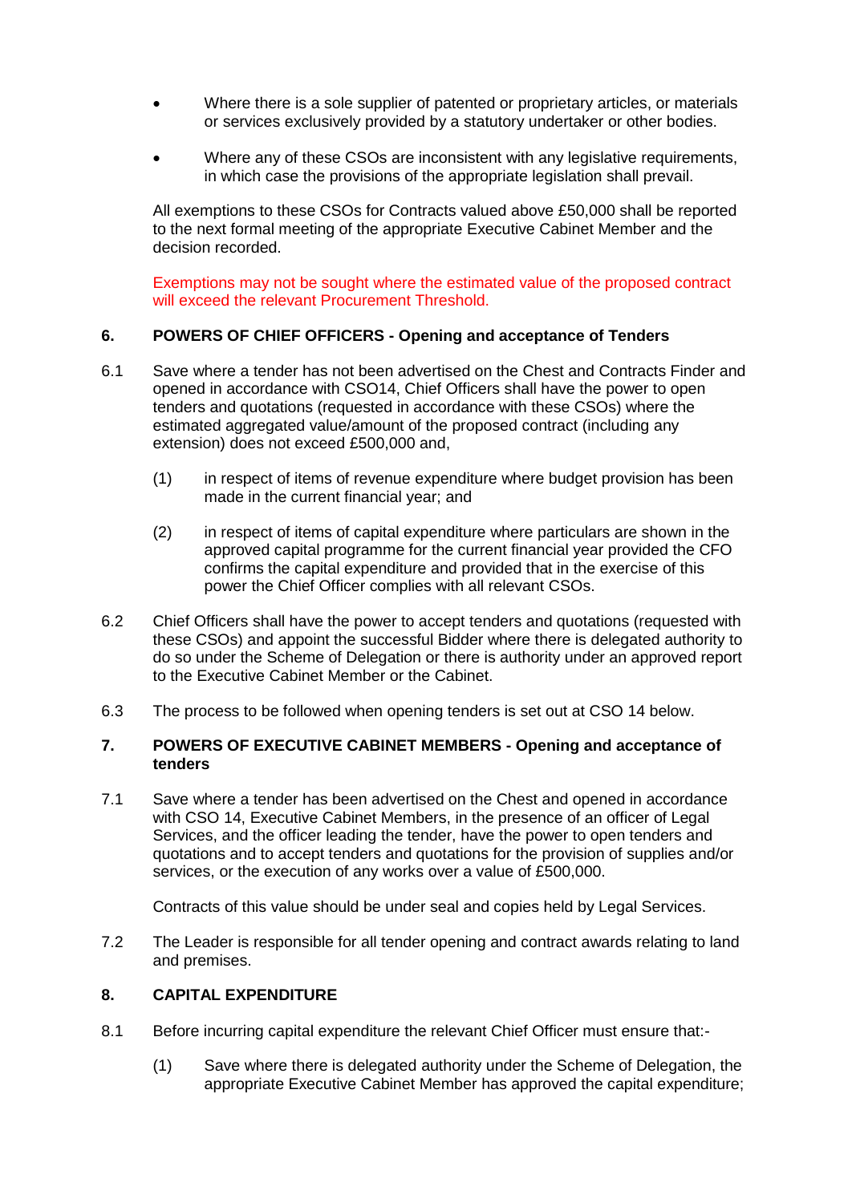- Where there is a sole supplier of patented or proprietary articles, or materials or services exclusively provided by a statutory undertaker or other bodies.

- Where any of these CSOs are inconsistent with any legislative requirements, in which case the provisions of the appropriate legislation shall prevail.

All exemptions to these CSOs for Contracts valued above £50,000 shall be reported to the next formal meeting of the appropriate Executive Cabinet Member and the decision recorded.

Exemptions may not be sought where the estimated value of the proposed contract will exceed the relevant Procurement Threshold.

## 6. POWERS OF CHIEF OFFICERS - Opening and acceptance of Tenders

6.1 Save where a tender has not been advertised on the Chest and Contracts Finder and opened in accordance with CSO14, Chief Officers shall have the power to open tenders and quotations (requested in accordance with these CSOs) where the estimated aggregated value/amount of the proposed contract (including any extension) does not exceed £500,000 and,

(1) in respect of items of revenue expenditure where budget provision has been made in the current financial year; and

(2) in respect of items of capital expenditure where particulars are shown in the approved capital programme for the current financial year provided the CFO confirms the capital expenditure and provided that in the exercise of this power the Chief Officer complies with all relevant CSOs.

6.2 Chief Officers shall have the power to accept tenders and quotations (requested with these CSOs) and appoint the successful Bidder where there is delegated authority to do so under the Scheme of Delegation or there is authority under an approved report to the Executive Cabinet Member or the Cabinet.

6.3 The process to be followed when opening tenders is set out at CSO 14 below.

## 7. POWERS OF EXECUTIVE CABINET MEMBERS - Opening and acceptance of tenders

7.1 Save where a tender has been advertised on the Chest and opened in accordance with CSO 14, Executive Cabinet Members, in the presence of an officer of Legal Services, and the officer leading the tender, have the power to open tenders and quotations and to accept tenders and quotations for the provision of supplies and/or services, or the execution of any works over a value of £500,000.

Contracts of this value should be under seal and copies held by Legal Services.

7.2 The Leader is responsible for all tender opening and contract awards relating to land and premises.

## 8. CAPITAL EXPENDITURE

8.1 Before incurring capital expenditure the relevant Chief Officer must ensure that:-

(1) Save where there is delegated authority under the Scheme of Delegation, the appropriate Executive Cabinet Member has approved the capital expenditure;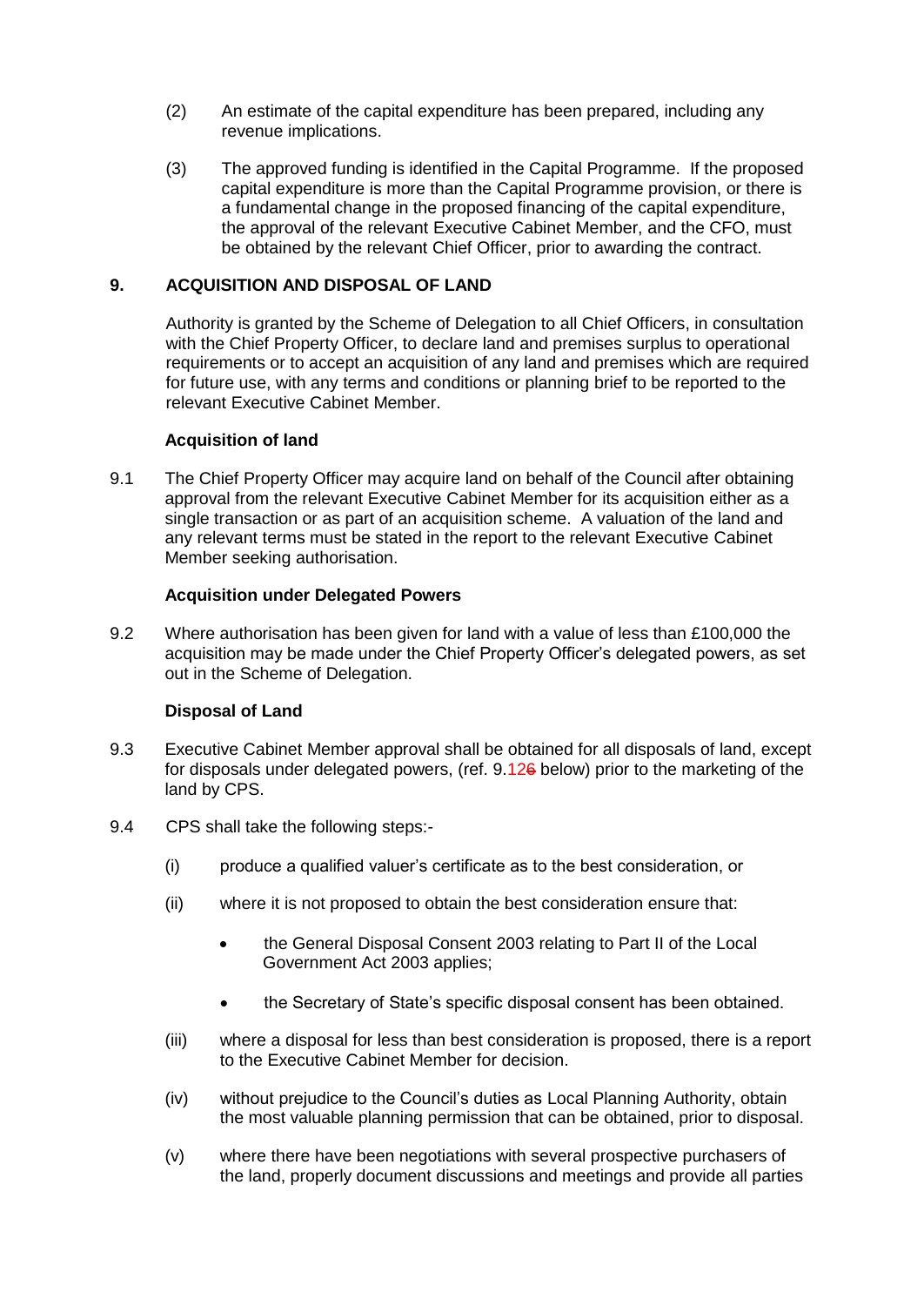(2) An estimate of the capital expenditure has been prepared, including any revenue implications.

(3) The approved funding is identified in the Capital Programme. If the proposed capital expenditure is more than the Capital Programme provision, or there is a fundamental change in the proposed financing of the capital expenditure, the approval of the relevant Executive Cabinet Member, and the CFO, must be obtained by the relevant Chief Officer, prior to awarding the contract.

## 9. ACQUISITION AND DISPOSAL OF LAND

Authority is granted by the Scheme of Delegation to all Chief Officers, in consultation with the Chief Property Officer, to declare land and premises surplus to operational requirements or to accept an acquisition of any land and premises which are required for future use, with any terms and conditions or planning brief to be reported to the relevant Executive Cabinet Member.

### Acquisition of land

9.1 The Chief Property Officer may acquire land on behalf of the Council after obtaining approval from the relevant Executive Cabinet Member for its acquisition either as a single transaction or as part of an acquisition scheme. A valuation of the land and any relevant terms must be stated in the report to the relevant Executive Cabinet Member seeking authorisation.

### Acquisition under Delegated Powers

9.2 Where authorisation has been given for land with a value of less than £100,000 the acquisition may be made under the Chief Property Officer's delegated powers, as set out in the Scheme of Delegation.

### Disposal of Land

9.3 Executive Cabinet Member approval shall be obtained for all disposals of land, except for disposals under delegated powers, (ref. 9.12~~6~~ below) prior to the marketing of the land by CPS.

9.4 CPS shall take the following steps:-

(i) produce a qualified valuer's certificate as to the best consideration, or

(ii) where it is not proposed to obtain the best consideration ensure that:

- the General Disposal Consent 2003 relating to Part II of the Local Government Act 2003 applies;
- the Secretary of State's specific disposal consent has been obtained.

(iii) where a disposal for less than best consideration is proposed, there is a report to the Executive Cabinet Member for decision.

(iv) without prejudice to the Council's duties as Local Planning Authority, obtain the most valuable planning permission that can be obtained, prior to disposal.

(v) where there have been negotiations with several prospective purchasers of the land, properly document discussions and meetings and provide all parties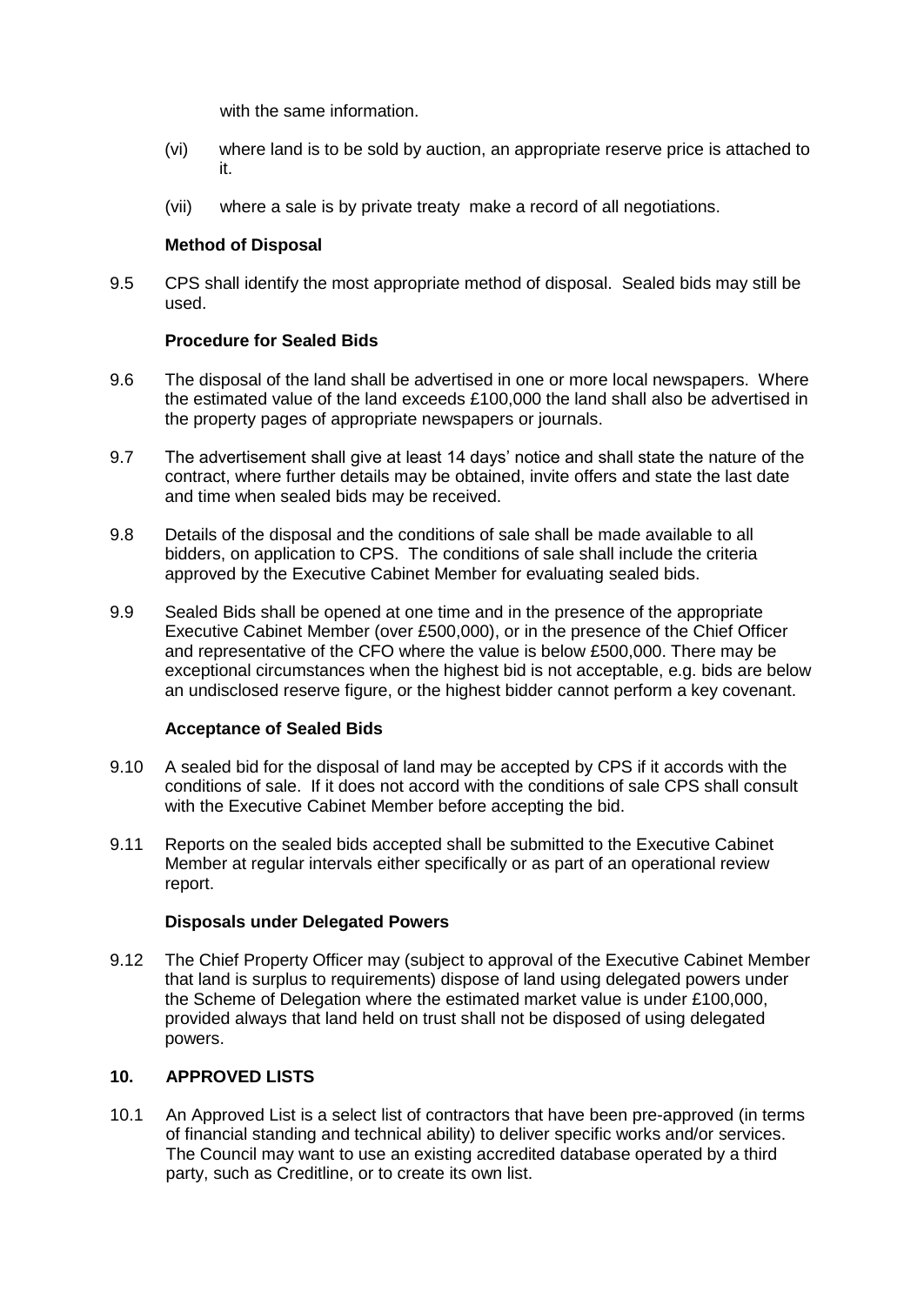with the same information.

(vi) where land is to be sold by auction, an appropriate reserve price is attached to it.

(vii) where a sale is by private treaty make a record of all negotiations.

**Method of Disposal**

9.5 CPS shall identify the most appropriate method of disposal. Sealed bids may still be used.

**Procedure for Sealed Bids**

9.6 The disposal of the land shall be advertised in one or more local newspapers. Where the estimated value of the land exceeds £100,000 the land shall also be advertised in the property pages of appropriate newspapers or journals.

9.7 The advertisement shall give at least 14 days' notice and shall state the nature of the contract, where further details may be obtained, invite offers and state the last date and time when sealed bids may be received.

9.8 Details of the disposal and the conditions of sale shall be made available to all bidders, on application to CPS. The conditions of sale shall include the criteria approved by the Executive Cabinet Member for evaluating sealed bids.

9.9 Sealed Bids shall be opened at one time and in the presence of the appropriate Executive Cabinet Member (over £500,000), or in the presence of the Chief Officer and representative of the CFO where the value is below £500,000. There may be exceptional circumstances when the highest bid is not acceptable, e.g. bids are below an undisclosed reserve figure, or the highest bidder cannot perform a key covenant.

**Acceptance of Sealed Bids**

9.10 A sealed bid for the disposal of land may be accepted by CPS if it accords with the conditions of sale. If it does not accord with the conditions of sale CPS shall consult with the Executive Cabinet Member before accepting the bid.

9.11 Reports on the sealed bids accepted shall be submitted to the Executive Cabinet Member at regular intervals either specifically or as part of an operational review report.

**Disposals under Delegated Powers**

9.12 The Chief Property Officer may (subject to approval of the Executive Cabinet Member that land is surplus to requirements) dispose of land using delegated powers under the Scheme of Delegation where the estimated market value is under £100,000, provided always that land held on trust shall not be disposed of using delegated powers.

## 10. APPROVED LISTS

10.1 An Approved List is a select list of contractors that have been pre-approved (in terms of financial standing and technical ability) to deliver specific works and/or services. The Council may want to use an existing accredited database operated by a third party, such as Creditline, or to create its own list.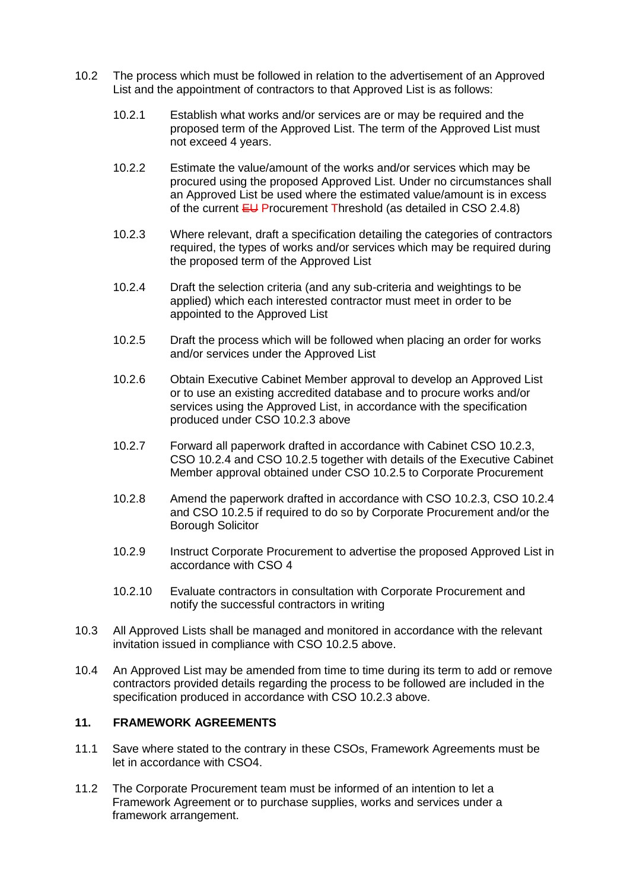10.2 The process which must be followed in relation to the advertisement of an Approved List and the appointment of contractors to that Approved List is as follows:

10.2.1 Establish what works and/or services are or may be required and the proposed term of the Approved List. The term of the Approved List must not exceed 4 years.

10.2.2 Estimate the value/amount of the works and/or services which may be procured using the proposed Approved List. Under no circumstances shall an Approved List be used where the estimated value/amount is in excess of the current ~~EU~~ Procurement Threshold (as detailed in CSO 2.4.8)

10.2.3 Where relevant, draft a specification detailing the categories of contractors required, the types of works and/or services which may be required during the proposed term of the Approved List

10.2.4 Draft the selection criteria (and any sub-criteria and weightings to be applied) which each interested contractor must meet in order to be appointed to the Approved List

10.2.5 Draft the process which will be followed when placing an order for works and/or services under the Approved List

10.2.6 Obtain Executive Cabinet Member approval to develop an Approved List or to use an existing accredited database and to procure works and/or services using the Approved List, in accordance with the specification produced under CSO 10.2.3 above

10.2.7 Forward all paperwork drafted in accordance with Cabinet CSO 10.2.3, CSO 10.2.4 and CSO 10.2.5 together with details of the Executive Cabinet Member approval obtained under CSO 10.2.5 to Corporate Procurement

10.2.8 Amend the paperwork drafted in accordance with CSO 10.2.3, CSO 10.2.4 and CSO 10.2.5 if required to do so by Corporate Procurement and/or the Borough Solicitor

10.2.9 Instruct Corporate Procurement to advertise the proposed Approved List in accordance with CSO 4

10.2.10 Evaluate contractors in consultation with Corporate Procurement and notify the successful contractors in writing

10.3 All Approved Lists shall be managed and monitored in accordance with the relevant invitation issued in compliance with CSO 10.2.5 above.

10.4 An Approved List may be amended from time to time during its term to add or remove contractors provided details regarding the process to be followed are included in the specification produced in accordance with CSO 10.2.3 above.

## 11. FRAMEWORK AGREEMENTS

11.1 Save where stated to the contrary in these CSOs, Framework Agreements must be let in accordance with CSO4.

11.2 The Corporate Procurement team must be informed of an intention to let a Framework Agreement or to purchase supplies, works and services under a framework arrangement.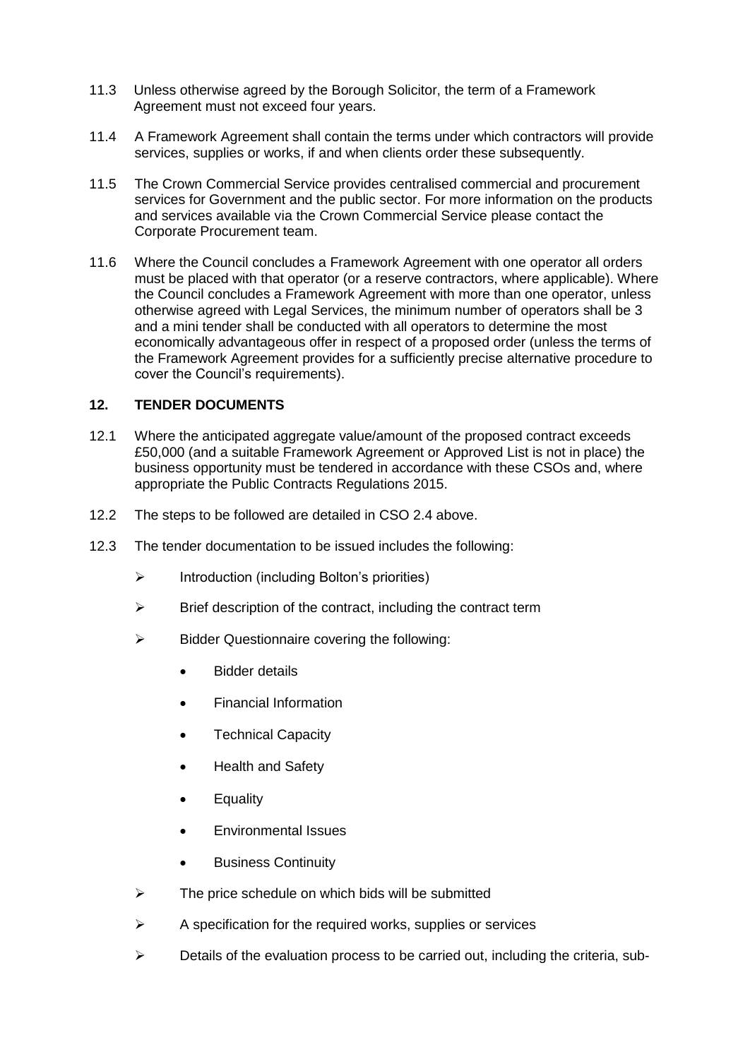11.3 Unless otherwise agreed by the Borough Solicitor, the term of a Framework Agreement must not exceed four years.

11.4 A Framework Agreement shall contain the terms under which contractors will provide services, supplies or works, if and when clients order these subsequently.

11.5 The Crown Commercial Service provides centralised commercial and procurement services for Government and the public sector. For more information on the products and services available via the Crown Commercial Service please contact the Corporate Procurement team.

11.6 Where the Council concludes a Framework Agreement with one operator all orders must be placed with that operator (or a reserve contractors, where applicable). Where the Council concludes a Framework Agreement with more than one operator, unless otherwise agreed with Legal Services, the minimum number of operators shall be 3 and a mini tender shall be conducted with all operators to determine the most economically advantageous offer in respect of a proposed order (unless the terms of the Framework Agreement provides for a sufficiently precise alternative procedure to cover the Council's requirements).

## 12. TENDER DOCUMENTS

12.1 Where the anticipated aggregate value/amount of the proposed contract exceeds £50,000 (and a suitable Framework Agreement or Approved List is not in place) the business opportunity must be tendered in accordance with these CSOs and, where appropriate the Public Contracts Regulations 2015.

12.2 The steps to be followed are detailed in CSO 2.4 above.

12.3 The tender documentation to be issued includes the following:

- Introduction (including Bolton's priorities)
- Brief description of the contract, including the contract term
- Bidder Questionnaire covering the following:
  - Bidder details
  - Financial Information
  - Technical Capacity
  - Health and Safety
  - Equality
  - Environmental Issues
  - Business Continuity
- The price schedule on which bids will be submitted
- A specification for the required works, supplies or services
- Details of the evaluation process to be carried out, including the criteria, sub-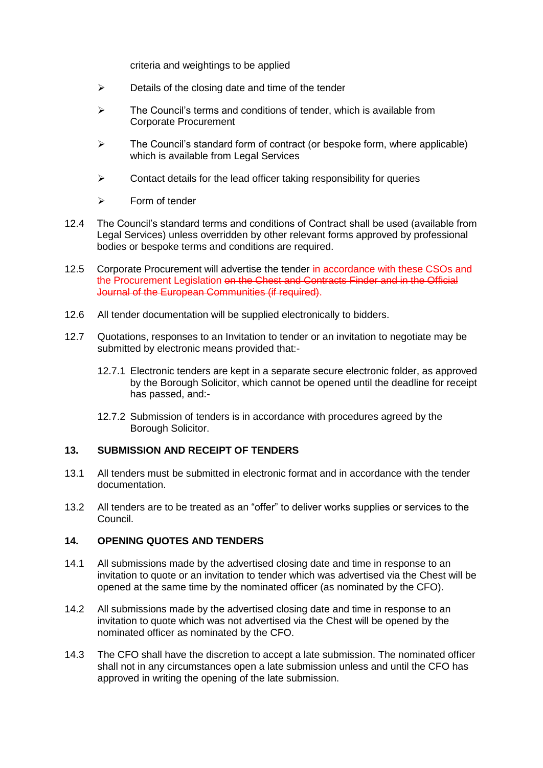criteria and weightings to be applied

- Details of the closing date and time of the tender
- The Council's terms and conditions of tender, which is available from Corporate Procurement
- The Council's standard form of contract (or bespoke form, where applicable) which is available from Legal Services
- Contact details for the lead officer taking responsibility for queries
- Form of tender

12.4 The Council's standard terms and conditions of Contract shall be used (available from Legal Services) unless overridden by other relevant forms approved by professional bodies or bespoke terms and conditions are required.

12.5 Corporate Procurement will advertise the tender in accordance with these CSOs and the Procurement Legislation ~~on the Chest and Contracts Finder and in the Official Journal of the European Communities (if required)~~.

12.6 All tender documentation will be supplied electronically to bidders.

12.7 Quotations, responses to an Invitation to tender or an invitation to negotiate may be submitted by electronic means provided that:-

12.7.1 Electronic tenders are kept in a separate secure electronic folder, as approved by the Borough Solicitor, which cannot be opened until the deadline for receipt has passed, and:-

12.7.2 Submission of tenders is in accordance with procedures agreed by the Borough Solicitor.

## 13. SUBMISSION AND RECEIPT OF TENDERS

13.1 All tenders must be submitted in electronic format and in accordance with the tender documentation.

13.2 All tenders are to be treated as an "offer" to deliver works supplies or services to the Council.

## 14. OPENING QUOTES AND TENDERS

14.1 All submissions made by the advertised closing date and time in response to an invitation to quote or an invitation to tender which was advertised via the Chest will be opened at the same time by the nominated officer (as nominated by the CFO).

14.2 All submissions made by the advertised closing date and time in response to an invitation to quote which was not advertised via the Chest will be opened by the nominated officer as nominated by the CFO.

14.3 The CFO shall have the discretion to accept a late submission. The nominated officer shall not in any circumstances open a late submission unless and until the CFO has approved in writing the opening of the late submission.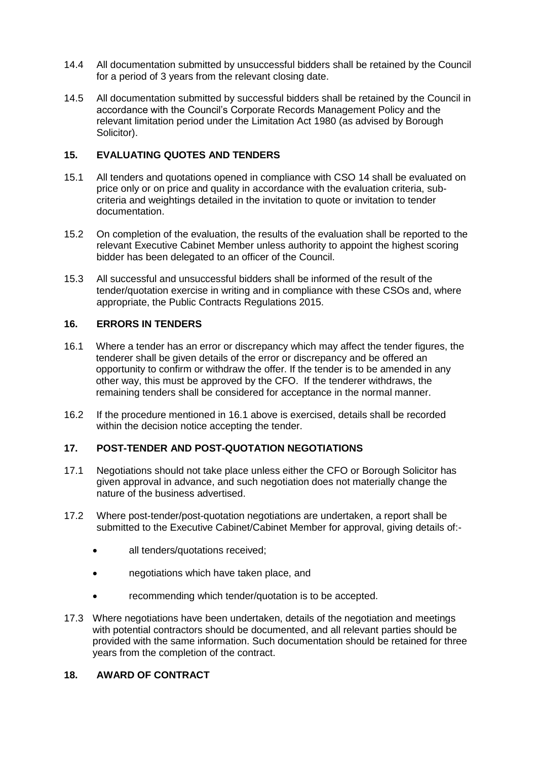14.4 All documentation submitted by unsuccessful bidders shall be retained by the Council for a period of 3 years from the relevant closing date.

14.5 All documentation submitted by successful bidders shall be retained by the Council in accordance with the Council's Corporate Records Management Policy and the relevant limitation period under the Limitation Act 1980 (as advised by Borough Solicitor).

## 15. EVALUATING QUOTES AND TENDERS

15.1 All tenders and quotations opened in compliance with CSO 14 shall be evaluated on price only or on price and quality in accordance with the evaluation criteria, sub-criteria and weightings detailed in the invitation to quote or invitation to tender documentation.

15.2 On completion of the evaluation, the results of the evaluation shall be reported to the relevant Executive Cabinet Member unless authority to appoint the highest scoring bidder has been delegated to an officer of the Council.

15.3 All successful and unsuccessful bidders shall be informed of the result of the tender/quotation exercise in writing and in compliance with these CSOs and, where appropriate, the Public Contracts Regulations 2015.

## 16. ERRORS IN TENDERS

16.1 Where a tender has an error or discrepancy which may affect the tender figures, the tenderer shall be given details of the error or discrepancy and be offered an opportunity to confirm or withdraw the offer. If the tender is to be amended in any other way, this must be approved by the CFO. If the tenderer withdraws, the remaining tenders shall be considered for acceptance in the normal manner.

16.2 If the procedure mentioned in 16.1 above is exercised, details shall be recorded within the decision notice accepting the tender.

## 17. POST-TENDER AND POST-QUOTATION NEGOTIATIONS

17.1 Negotiations should not take place unless either the CFO or Borough Solicitor has given approval in advance, and such negotiation does not materially change the nature of the business advertised.

17.2 Where post-tender/post-quotation negotiations are undertaken, a report shall be submitted to the Executive Cabinet/Cabinet Member for approval, giving details of:-

- all tenders/quotations received;
- negotiations which have taken place, and
- recommending which tender/quotation is to be accepted.

17.3 Where negotiations have been undertaken, details of the negotiation and meetings with potential contractors should be documented, and all relevant parties should be provided with the same information. Such documentation should be retained for three years from the completion of the contract.

## 18. AWARD OF CONTRACT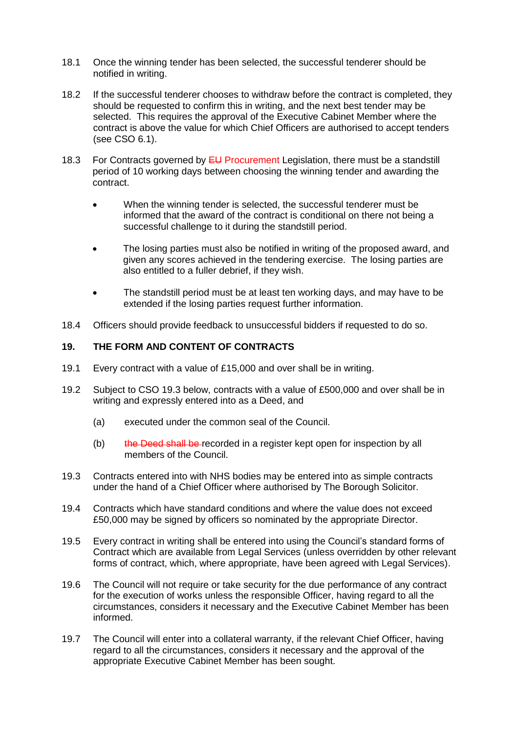18.1 Once the winning tender has been selected, the successful tenderer should be notified in writing.

18.2 If the successful tenderer chooses to withdraw before the contract is completed, they should be requested to confirm this in writing, and the next best tender may be selected. This requires the approval of the Executive Cabinet Member where the contract is above the value for which Chief Officers are authorised to accept tenders (see CSO 6.1).

18.3 For Contracts governed by ~~EU~~ Procurement Legislation, there must be a standstill period of 10 working days between choosing the winning tender and awarding the contract.

- When the winning tender is selected, the successful tenderer must be informed that the award of the contract is conditional on there not being a successful challenge to it during the standstill period.
- The losing parties must also be notified in writing of the proposed award, and given any scores achieved in the tendering exercise. The losing parties are also entitled to a fuller debrief, if they wish.
- The standstill period must be at least ten working days, and may have to be extended if the losing parties request further information.

18.4 Officers should provide feedback to unsuccessful bidders if requested to do so.

## 19. THE FORM AND CONTENT OF CONTRACTS

19.1 Every contract with a value of £15,000 and over shall be in writing.

19.2 Subject to CSO 19.3 below, contracts with a value of £500,000 and over shall be in writing and expressly entered into as a Deed, and

(a) executed under the common seal of the Council.

(b) ~~the Deed shall be~~ recorded in a register kept open for inspection by all members of the Council.

19.3 Contracts entered into with NHS bodies may be entered into as simple contracts under the hand of a Chief Officer where authorised by The Borough Solicitor.

19.4 Contracts which have standard conditions and where the value does not exceed £50,000 may be signed by officers so nominated by the appropriate Director.

19.5 Every contract in writing shall be entered into using the Council's standard forms of Contract which are available from Legal Services (unless overridden by other relevant forms of contract, which, where appropriate, have been agreed with Legal Services).

19.6 The Council will not require or take security for the due performance of any contract for the execution of works unless the responsible Officer, having regard to all the circumstances, considers it necessary and the Executive Cabinet Member has been informed.

19.7 The Council will enter into a collateral warranty, if the relevant Chief Officer, having regard to all the circumstances, considers it necessary and the approval of the appropriate Executive Cabinet Member has been sought.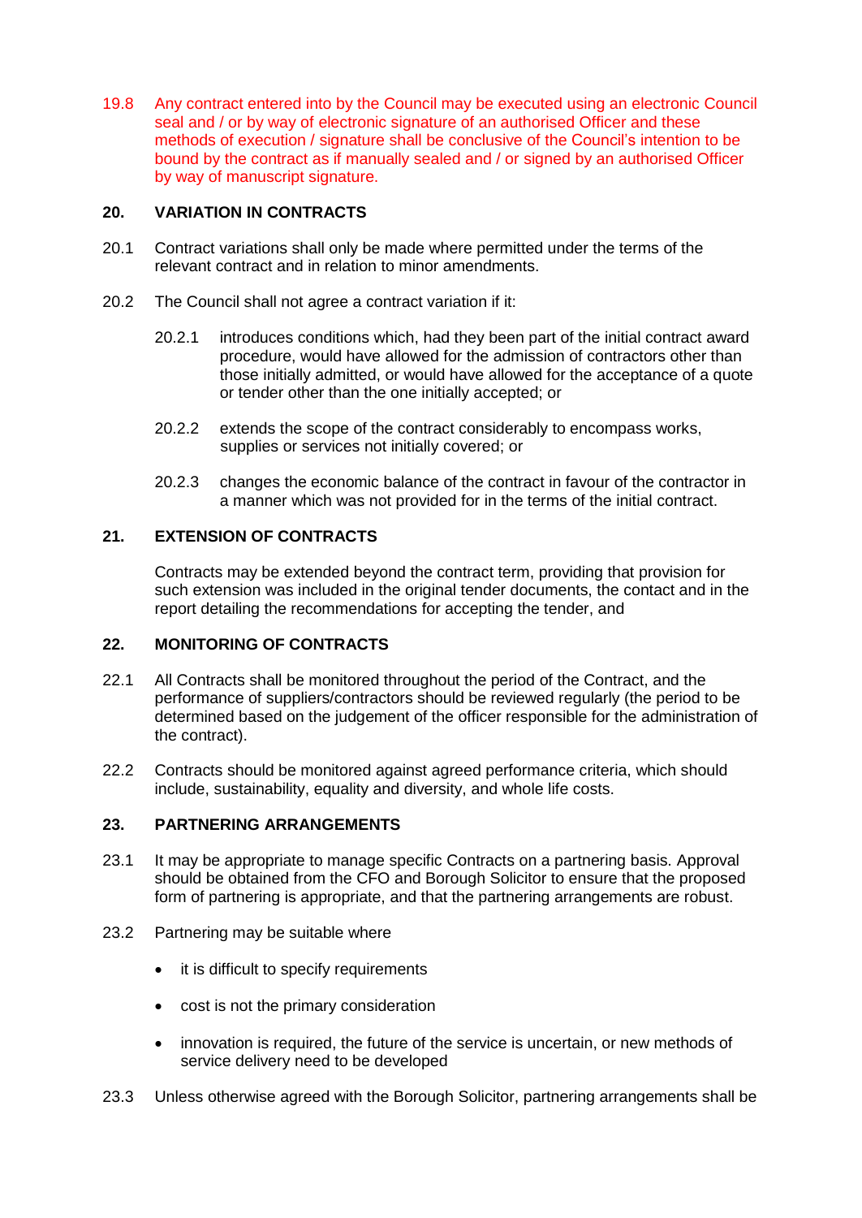19.8 Any contract entered into by the Council may be executed using an electronic Council seal and / or by way of electronic signature of an authorised Officer and these methods of execution / signature shall be conclusive of the Council's intention to be bound by the contract as if manually sealed and / or signed by an authorised Officer by way of manuscript signature.

## 20. VARIATION IN CONTRACTS

20.1 Contract variations shall only be made where permitted under the terms of the relevant contract and in relation to minor amendments.

20.2 The Council shall not agree a contract variation if it:

20.2.1 introduces conditions which, had they been part of the initial contract award procedure, would have allowed for the admission of contractors other than those initially admitted, or would have allowed for the acceptance of a quote or tender other than the one initially accepted; or

20.2.2 extends the scope of the contract considerably to encompass works, supplies or services not initially covered; or

20.2.3 changes the economic balance of the contract in favour of the contractor in a manner which was not provided for in the terms of the initial contract.

## 21. EXTENSION OF CONTRACTS

Contracts may be extended beyond the contract term, providing that provision for such extension was included in the original tender documents, the contact and in the report detailing the recommendations for accepting the tender, and

## 22. MONITORING OF CONTRACTS

22.1 All Contracts shall be monitored throughout the period of the Contract, and the performance of suppliers/contractors should be reviewed regularly (the period to be determined based on the judgement of the officer responsible for the administration of the contract).

22.2 Contracts should be monitored against agreed performance criteria, which should include, sustainability, equality and diversity, and whole life costs.

## 23. PARTNERING ARRANGEMENTS

23.1 It may be appropriate to manage specific Contracts on a partnering basis. Approval should be obtained from the CFO and Borough Solicitor to ensure that the proposed form of partnering is appropriate, and that the partnering arrangements are robust.

23.2 Partnering may be suitable where

- it is difficult to specify requirements
- cost is not the primary consideration
- innovation is required, the future of the service is uncertain, or new methods of service delivery need to be developed

23.3 Unless otherwise agreed with the Borough Solicitor, partnering arrangements shall be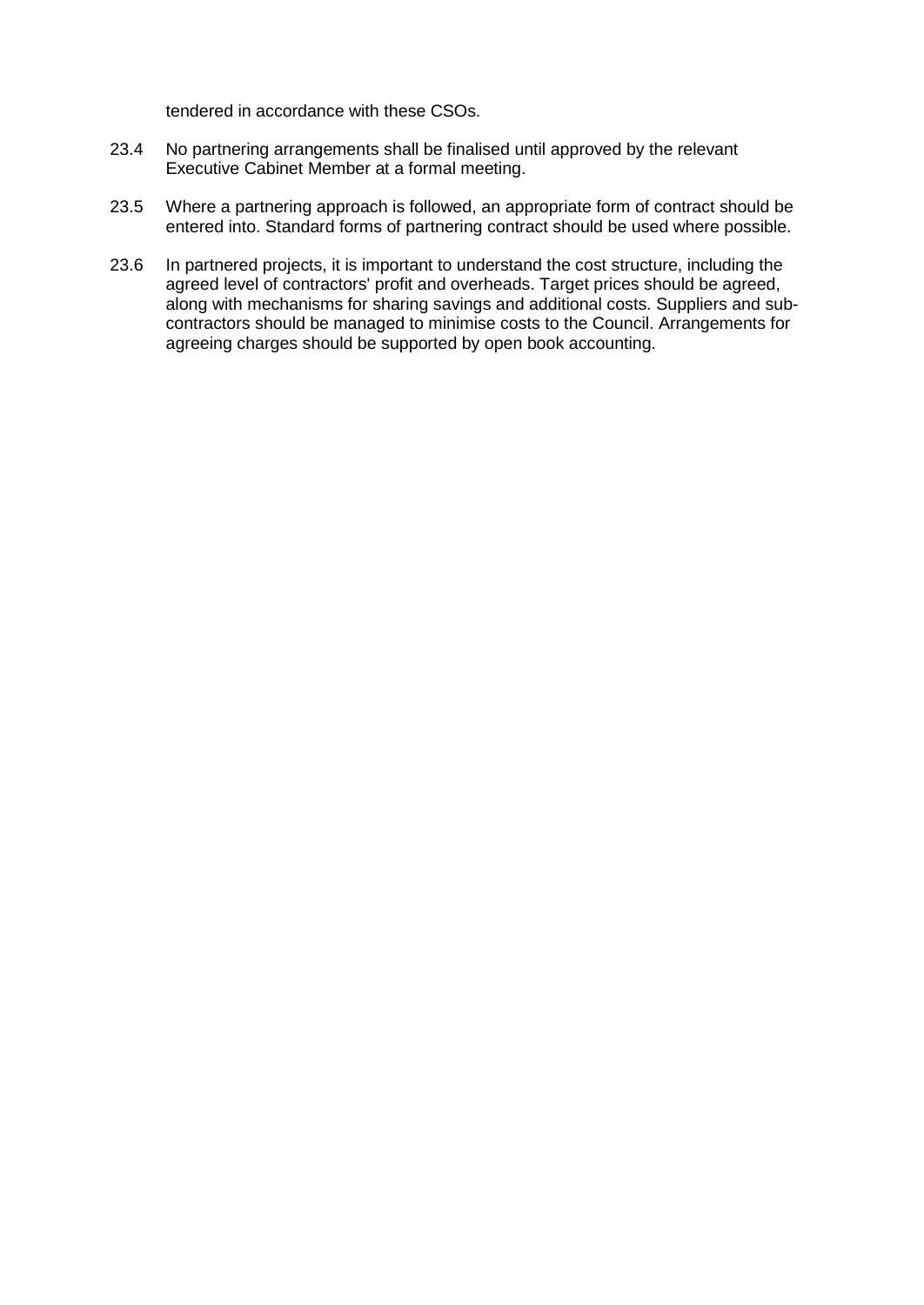tendered in accordance with these CSOs.

23.4 No partnering arrangements shall be finalised until approved by the relevant Executive Cabinet Member at a formal meeting.

23.5 Where a partnering approach is followed, an appropriate form of contract should be entered into. Standard forms of partnering contract should be used where possible.

23.6 In partnered projects, it is important to understand the cost structure, including the agreed level of contractors' profit and overheads. Target prices should be agreed, along with mechanisms for sharing savings and additional costs. Suppliers and sub-contractors should be managed to minimise costs to the Council. Arrangements for agreeing charges should be supported by open book accounting.